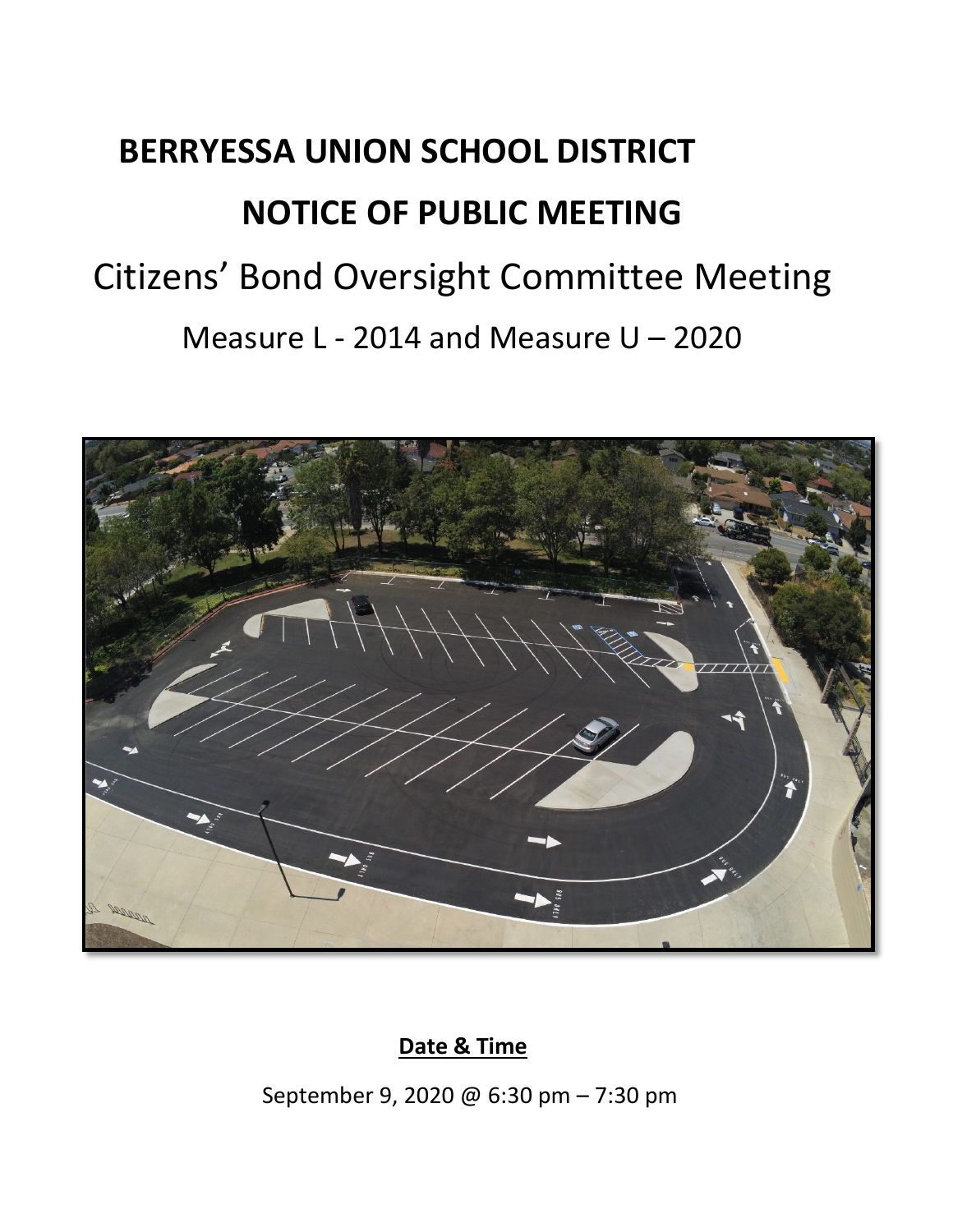# BERRYESSA UNION SCHOOL DISTRICT

# NOTICE OF PUBLIC MEETING

## Citizens' Bond Oversight Committee Meeting

### Measure L - 2014 and Measure U – 2020

**Date & Time**

September 9, 2020 @ 6:30 pm – 7:30 pm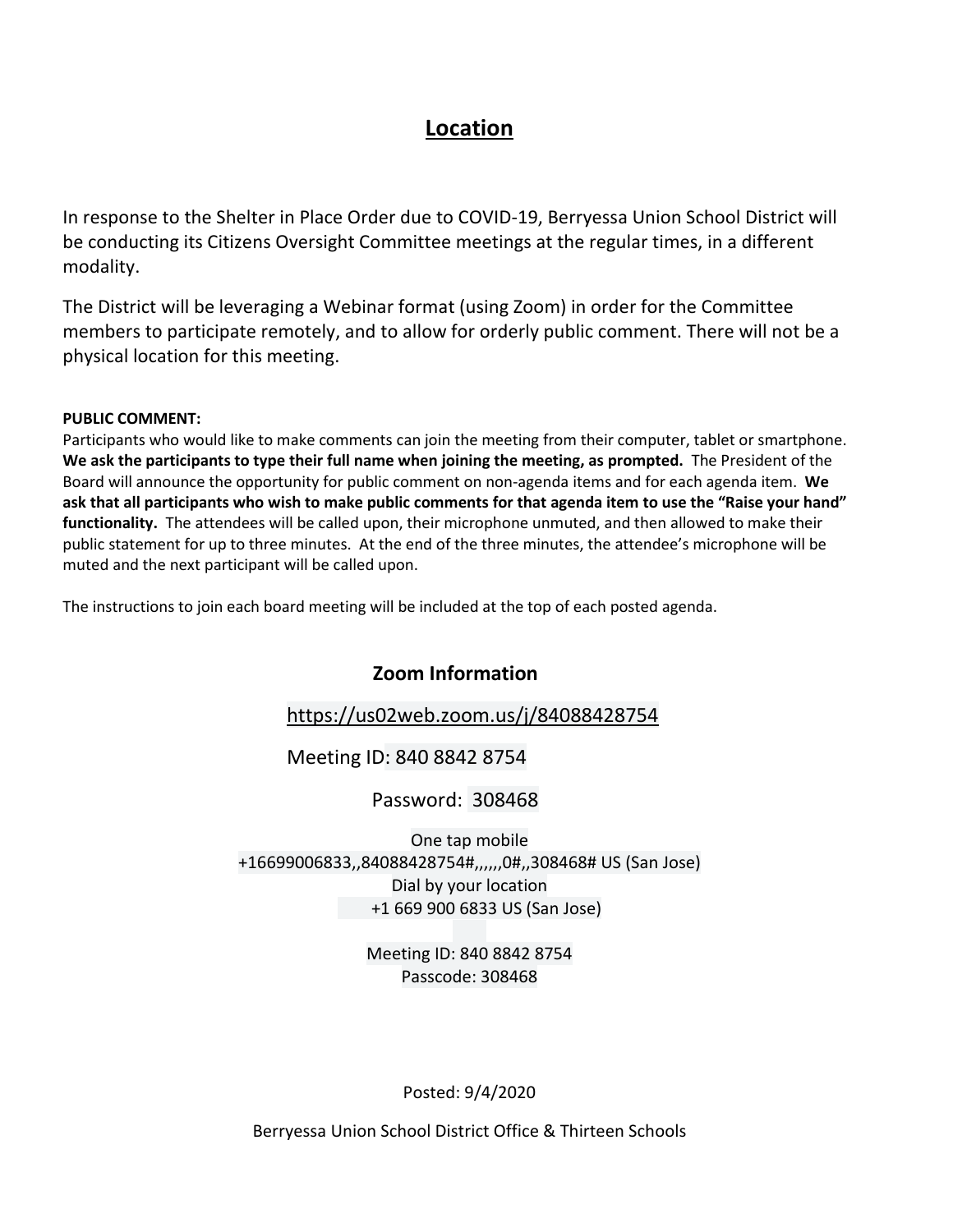## Location

In response to the Shelter in Place Order due to COVID-19, Berryessa Union School District will be conducting its Citizens Oversight Committee meetings at the regular times, in a different modality.

The District will be leveraging a Webinar format (using Zoom) in order for the Committee members to participate remotely, and to allow for orderly public comment. There will not be a physical location for this meeting.

**PUBLIC COMMENT:**
Participants who would like to make comments can join the meeting from their computer, tablet or smartphone. **We ask the participants to type their full name when joining the meeting, as prompted.** The President of the Board will announce the opportunity for public comment on non-agenda items and for each agenda item. **We ask that all participants who wish to make public comments for that agenda item to use the "Raise your hand" functionality.** The attendees will be called upon, their microphone unmuted, and then allowed to make their public statement for up to three minutes. At the end of the three minutes, the attendee's microphone will be muted and the next participant will be called upon.

The instructions to join each board meeting will be included at the top of each posted agenda.

### Zoom Information

https://us02web.zoom.us/j/84088428754

Meeting ID: 840 8842 8754

Password: 308468

One tap mobile
+16699006833,,84088428754#,,,,,,0#,,308468# US (San Jose)
Dial by your location
+1 669 900 6833 US (San Jose)

Meeting ID: 840 8842 8754
Passcode: 308468

Posted: 9/4/2020

Berryessa Union School District Office & Thirteen Schools